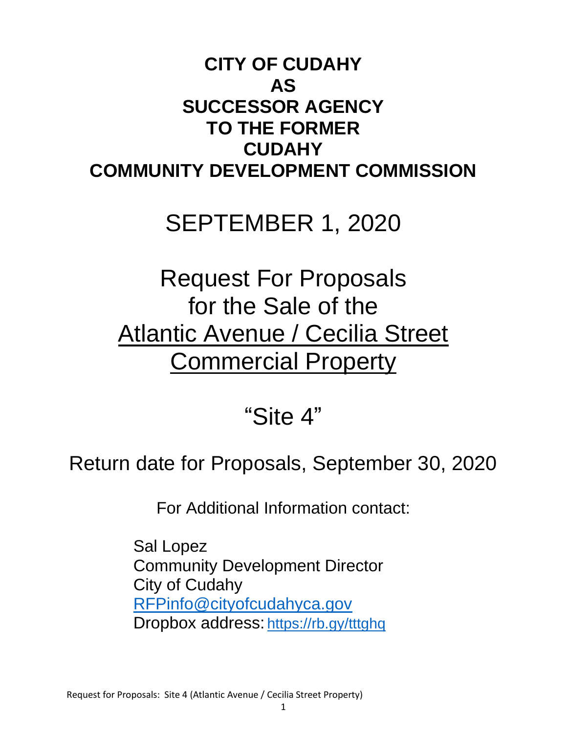# CITY OF CUDAHY AS SUCCESSOR AGENCY TO THE FORMER CUDAHY COMMUNITY DEVELOPMENT COMMISSION

## SEPTEMBER 1, 2020

## Request For Proposals for the Sale of the Atlantic Avenue / Cecilia Street Commercial Property

## "Site 4"

Return date for Proposals, September 30, 2020

For Additional Information contact:

Sal Lopez
Community Development Director
City of Cudahy
RFPinfo@cityofcudahyca.gov
Dropbox address: https://rb.gy/tttghq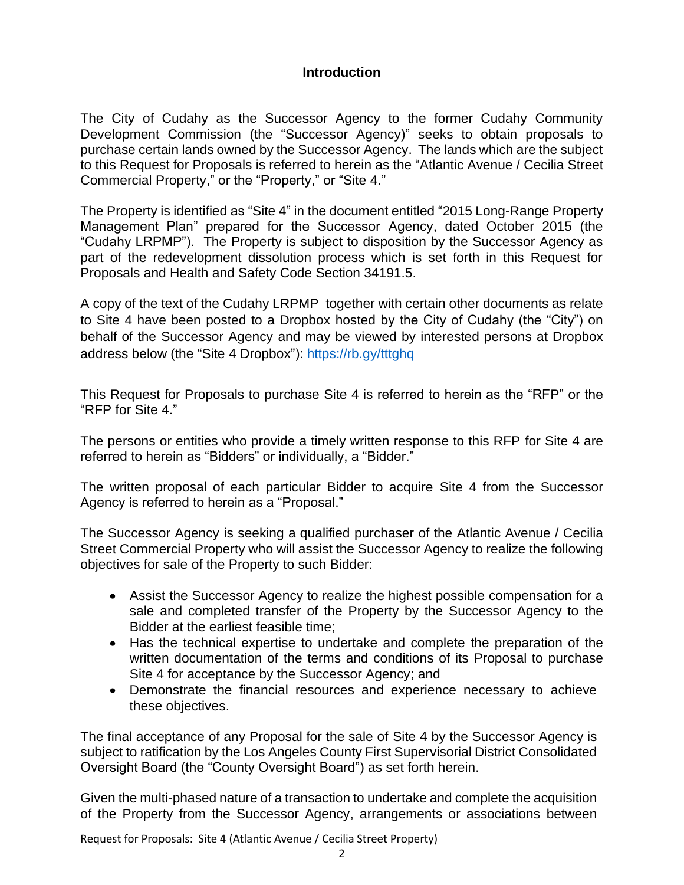## Introduction

The City of Cudahy as the Successor Agency to the former Cudahy Community Development Commission (the "Successor Agency)" seeks to obtain proposals to purchase certain lands owned by the Successor Agency. The lands which are the subject to this Request for Proposals is referred to herein as the "Atlantic Avenue / Cecilia Street Commercial Property," or the "Property," or "Site 4."

The Property is identified as "Site 4" in the document entitled "2015 Long-Range Property Management Plan" prepared for the Successor Agency, dated October 2015 (the "Cudahy LRPMP"). The Property is subject to disposition by the Successor Agency as part of the redevelopment dissolution process which is set forth in this Request for Proposals and Health and Safety Code Section 34191.5.

A copy of the text of the Cudahy LRPMP together with certain other documents as relate to Site 4 have been posted to a Dropbox hosted by the City of Cudahy (the "City") on behalf of the Successor Agency and may be viewed by interested persons at Dropbox address below (the "Site 4 Dropbox"): [https://rb.gy/tttghq](https://rb.gy/tttghq)

This Request for Proposals to purchase Site 4 is referred to herein as the "RFP" or the "RFP for Site 4."

The persons or entities who provide a timely written response to this RFP for Site 4 are referred to herein as "Bidders" or individually, a "Bidder."

The written proposal of each particular Bidder to acquire Site 4 from the Successor Agency is referred to herein as a "Proposal."

The Successor Agency is seeking a qualified purchaser of the Atlantic Avenue / Cecilia Street Commercial Property who will assist the Successor Agency to realize the following objectives for sale of the Property to such Bidder:

- Assist the Successor Agency to realize the highest possible compensation for a sale and completed transfer of the Property by the Successor Agency to the Bidder at the earliest feasible time;
- Has the technical expertise to undertake and complete the preparation of the written documentation of the terms and conditions of its Proposal to purchase Site 4 for acceptance by the Successor Agency; and
- Demonstrate the financial resources and experience necessary to achieve these objectives.

The final acceptance of any Proposal for the sale of Site 4 by the Successor Agency is subject to ratification by the Los Angeles County First Supervisorial District Consolidated Oversight Board (the "County Oversight Board") as set forth herein.

Given the multi-phased nature of a transaction to undertake and complete the acquisition of the Property from the Successor Agency, arrangements or associations between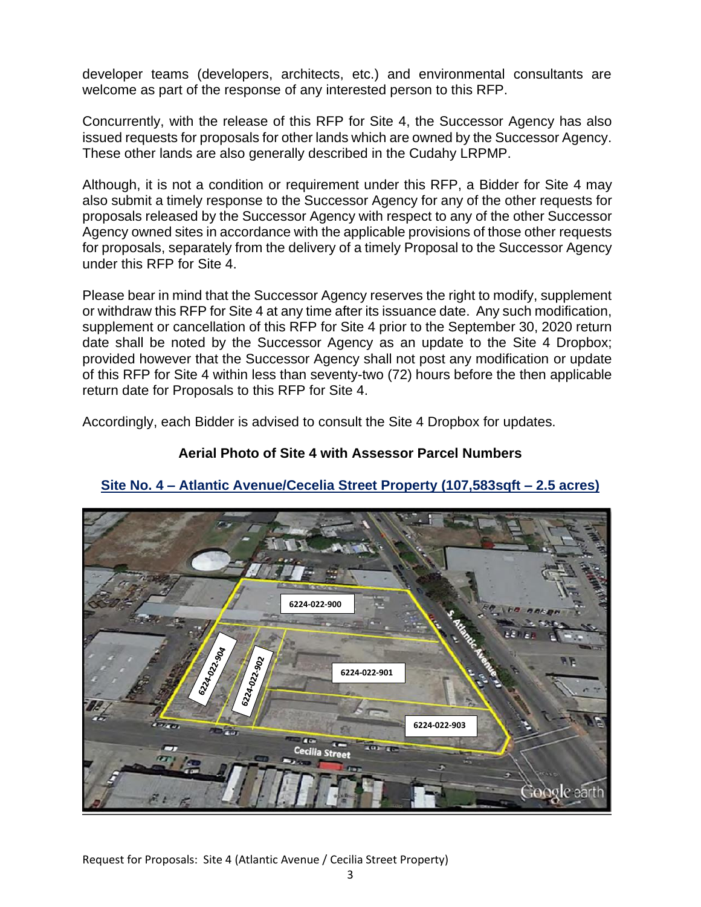developer teams (developers, architects, etc.) and environmental consultants are welcome as part of the response of any interested person to this RFP.

Concurrently, with the release of this RFP for Site 4, the Successor Agency has also issued requests for proposals for other lands which are owned by the Successor Agency. These other lands are also generally described in the Cudahy LRPMP.

Although, it is not a condition or requirement under this RFP, a Bidder for Site 4 may also submit a timely response to the Successor Agency for any of the other requests for proposals released by the Successor Agency with respect to any of the other Successor Agency owned sites in accordance with the applicable provisions of those other requests for proposals, separately from the delivery of a timely Proposal to the Successor Agency under this RFP for Site 4.

Please bear in mind that the Successor Agency reserves the right to modify, supplement or withdraw this RFP for Site 4 at any time after its issuance date. Any such modification, supplement or cancellation of this RFP for Site 4 prior to the September 30, 2020 return date shall be noted by the Successor Agency as an update to the Site 4 Dropbox; provided however that the Successor Agency shall not post any modification or update of this RFP for Site 4 within less than seventy-two (72) hours before the then applicable return date for Proposals to this RFP for Site 4.

Accordingly, each Bidder is advised to consult the Site 4 Dropbox for updates.

**Aerial Photo of Site 4 with Assessor Parcel Numbers**

**Site No. 4 – Atlantic Avenue/Cecelia Street Property (107,583sqft – 2.5 acres)**

6224-022-900

6224-022-904

6224-022-902

6224-022-901

6224-022-903

S. Atlantic Avenue

Cecilia Street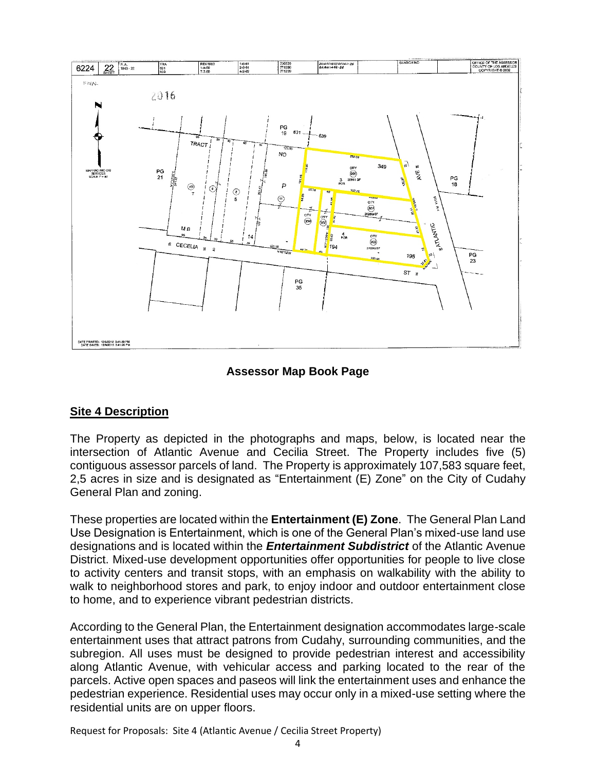**Assessor Map Book Page**

## Site 4 Description

The Property as depicted in the photographs and maps, below, is located near the intersection of Atlantic Avenue and Cecilia Street. The Property includes five (5) contiguous assessor parcels of land. The Property is approximately 107,583 square feet, 2,5 acres in size and is designated as "Entertainment (E) Zone" on the City of Cudahy General Plan and zoning.

These properties are located within the **Entertainment (E) Zone**. The General Plan Land Use Designation is Entertainment, which is one of the General Plan's mixed-use land use designations and is located within the ***Entertainment Subdistrict*** of the Atlantic Avenue District. Mixed-use development opportunities offer opportunities for people to live close to activity centers and transit stops, with an emphasis on walkability with the ability to walk to neighborhood stores and park, to enjoy indoor and outdoor entertainment close to home, and to experience vibrant pedestrian districts.

According to the General Plan, the Entertainment designation accommodates large-scale entertainment uses that attract patrons from Cudahy, surrounding communities, and the subregion. All uses must be designed to provide pedestrian interest and accessibility along Atlantic Avenue, with vehicular access and parking located to the rear of the parcels. Active open spaces and paseos will link the entertainment uses and enhance the pedestrian experience. Residential uses may occur only in a mixed-use setting where the residential units are on upper floors.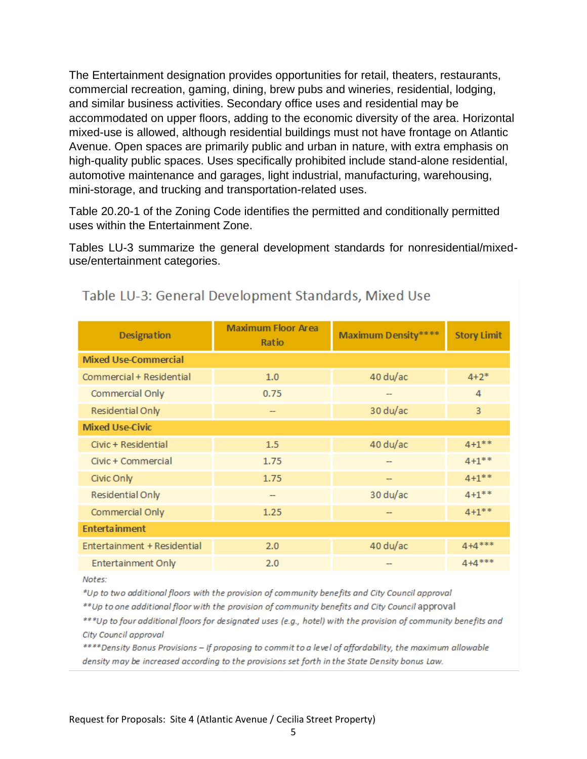The Entertainment designation provides opportunities for retail, theaters, restaurants, commercial recreation, gaming, dining, brew pubs and wineries, residential, lodging, and similar business activities. Secondary office uses and residential may be accommodated on upper floors, adding to the economic diversity of the area. Horizontal mixed-use is allowed, although residential buildings must not have frontage on Atlantic Avenue. Open spaces are primarily public and urban in nature, with extra emphasis on high-quality public spaces. Uses specifically prohibited include stand-alone residential, automotive maintenance and garages, light industrial, manufacturing, warehousing, mini-storage, and trucking and transportation-related uses.

Table 20.20-1 of the Zoning Code identifies the permitted and conditionally permitted uses within the Entertainment Zone.

Tables LU-3 summarize the general development standards for nonresidential/mixed-use/entertainment categories.

## Table LU-3: General Development Standards, Mixed Use

| Designation | Maximum Floor Area Ratio | Maximum Density**** | Story Limit |
|---|---|---|---|
| **Mixed Use-Commercial** | | | |
| Commercial + Residential | 1.0 | 40 du/ac | 4+2* |
| Commercial Only | 0.75 | -- | 4 |
| Residential Only | -- | 30 du/ac | 3 |
| **Mixed Use-Civic** | | | |
| Civic + Residential | 1.5 | 40 du/ac | 4+1** |
| Civic + Commercial | 1.75 | -- | 4+1** |
| Civic Only | 1.75 | -- | 4+1** |
| Residential Only | -- | 30 du/ac | 4+1** |
| Commercial Only | 1.25 | -- | 4+1** |
| **Entertainment** | | | |
| Entertainment + Residential | 2.0 | 40 du/ac | 4+4*** |
| Entertainment Only | 2.0 | -- | 4+4*** |

*Notes:*

*\*Up to two additional floors with the provision of community benefits and City Council approval*

*\*\*Up to one additional floor with the provision of community benefits and City Council approval*

*\*\*\*Up to four additional floors for designated uses (e.g., hotel) with the provision of community benefits and City Council approval*

*\*\*\*\*Density Bonus Provisions – If proposing to commit to a level of affordability, the maximum allowable density may be increased according to the provisions set forth in the State Density bonus Law.*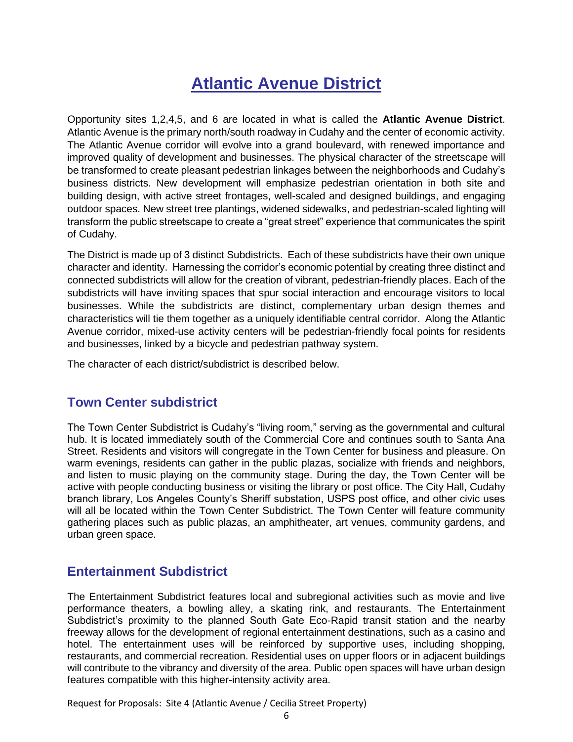# Atlantic Avenue District

Opportunity sites 1,2,4,5, and 6 are located in what is called the **Atlantic Avenue District**. Atlantic Avenue is the primary north/south roadway in Cudahy and the center of economic activity. The Atlantic Avenue corridor will evolve into a grand boulevard, with renewed importance and improved quality of development and businesses. The physical character of the streetscape will be transformed to create pleasant pedestrian linkages between the neighborhoods and Cudahy's business districts. New development will emphasize pedestrian orientation in both site and building design, with active street frontages, well-scaled and designed buildings, and engaging outdoor spaces. New street tree plantings, widened sidewalks, and pedestrian-scaled lighting will transform the public streetscape to create a "great street" experience that communicates the spirit of Cudahy.

The District is made up of 3 distinct Subdistricts. Each of these subdistricts have their own unique character and identity. Harnessing the corridor's economic potential by creating three distinct and connected subdistricts will allow for the creation of vibrant, pedestrian-friendly places. Each of the subdistricts will have inviting spaces that spur social interaction and encourage visitors to local businesses. While the subdistricts are distinct, complementary urban design themes and characteristics will tie them together as a uniquely identifiable central corridor. Along the Atlantic Avenue corridor, mixed-use activity centers will be pedestrian-friendly focal points for residents and businesses, linked by a bicycle and pedestrian pathway system.

The character of each district/subdistrict is described below.

## Town Center subdistrict

The Town Center Subdistrict is Cudahy's "living room," serving as the governmental and cultural hub. It is located immediately south of the Commercial Core and continues south to Santa Ana Street. Residents and visitors will congregate in the Town Center for business and pleasure. On warm evenings, residents can gather in the public plazas, socialize with friends and neighbors, and listen to music playing on the community stage. During the day, the Town Center will be active with people conducting business or visiting the library or post office. The City Hall, Cudahy branch library, Los Angeles County's Sheriff substation, USPS post office, and other civic uses will all be located within the Town Center Subdistrict. The Town Center will feature community gathering places such as public plazas, an amphitheater, art venues, community gardens, and urban green space.

## Entertainment Subdistrict

The Entertainment Subdistrict features local and subregional activities such as movie and live performance theaters, a bowling alley, a skating rink, and restaurants. The Entertainment Subdistrict's proximity to the planned South Gate Eco-Rapid transit station and the nearby freeway allows for the development of regional entertainment destinations, such as a casino and hotel. The entertainment uses will be reinforced by supportive uses, including shopping, restaurants, and commercial recreation. Residential uses on upper floors or in adjacent buildings will contribute to the vibrancy and diversity of the area. Public open spaces will have urban design features compatible with this higher-intensity activity area.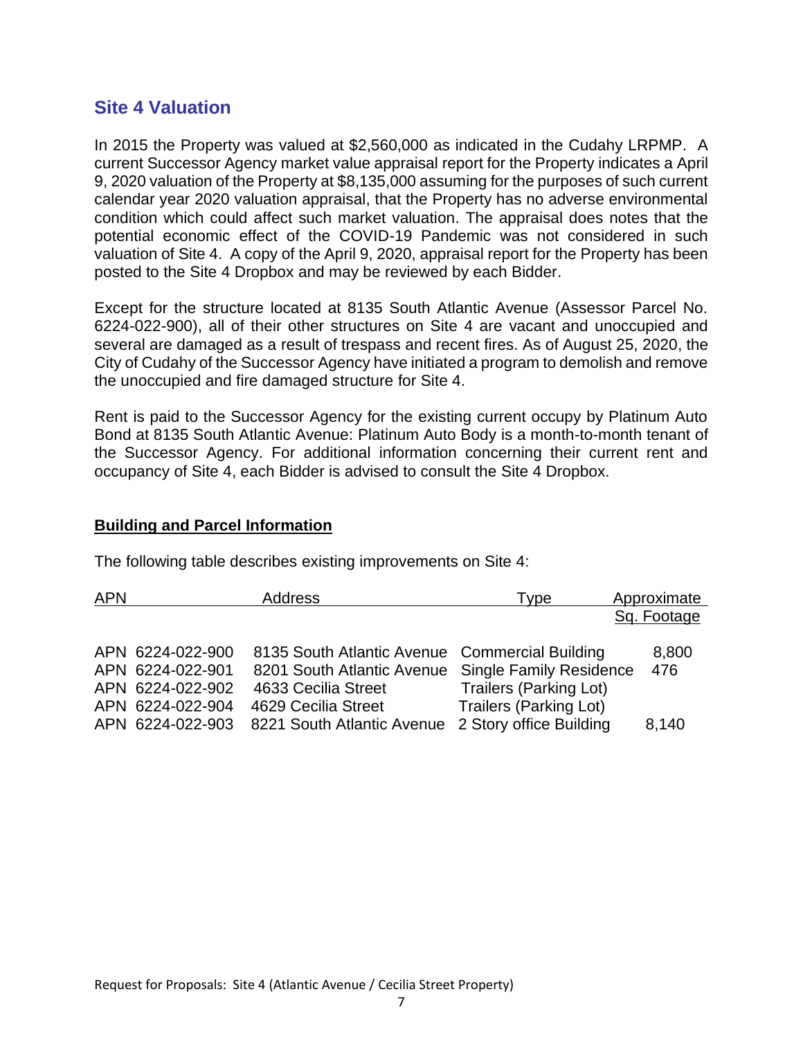## Site 4 Valuation

In 2015 the Property was valued at $2,560,000 as indicated in the Cudahy LRPMP. A current Successor Agency market value appraisal report for the Property indicates a April 9, 2020 valuation of the Property at $8,135,000 assuming for the purposes of such current calendar year 2020 valuation appraisal, that the Property has no adverse environmental condition which could affect such market valuation. The appraisal does notes that the potential economic effect of the COVID-19 Pandemic was not considered in such valuation of Site 4. A copy of the April 9, 2020, appraisal report for the Property has been posted to the Site 4 Dropbox and may be reviewed by each Bidder.

Except for the structure located at 8135 South Atlantic Avenue (Assessor Parcel No. 6224-022-900), all of their other structures on Site 4 are vacant and unoccupied and several are damaged as a result of trespass and recent fires. As of August 25, 2020, the City of Cudahy of the Successor Agency have initiated a program to demolish and remove the unoccupied and fire damaged structure for Site 4.

Rent is paid to the Successor Agency for the existing current occupy by Platinum Auto Bond at 8135 South Atlantic Avenue: Platinum Auto Body is a month-to-month tenant of the Successor Agency. For additional information concerning their current rent and occupancy of Site 4, each Bidder is advised to consult the Site 4 Dropbox.

**Building and Parcel Information**

The following table describes existing improvements on Site 4:

| APN | Address | Type | Approximate Sq. Footage |
|---|---|---|---|
| APN 6224-022-900 | 8135 South Atlantic Avenue | Commercial Building | 8,800 |
| APN 6224-022-901 | 8201 South Atlantic Avenue | Single Family Residence | 476 |
| APN 6224-022-902 | 4633 Cecilia Street | Trailers (Parking Lot) | |
| APN 6224-022-904 | 4629 Cecilia Street | Trailers (Parking Lot) | |
| APN 6224-022-903 | 8221 South Atlantic Avenue | 2 Story office Building | 8,140 |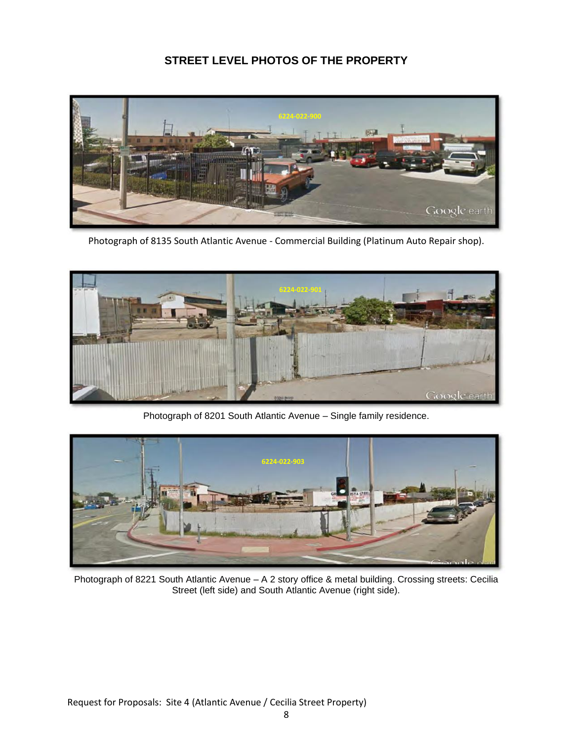## STREET LEVEL PHOTOS OF THE PROPERTY

Photograph of 8135 South Atlantic Avenue - Commercial Building (Platinum Auto Repair shop).

Photograph of 8201 South Atlantic Avenue – Single family residence.

Photograph of 8221 South Atlantic Avenue – A 2 story office & metal building. Crossing streets: Cecilia Street (left side) and South Atlantic Avenue (right side).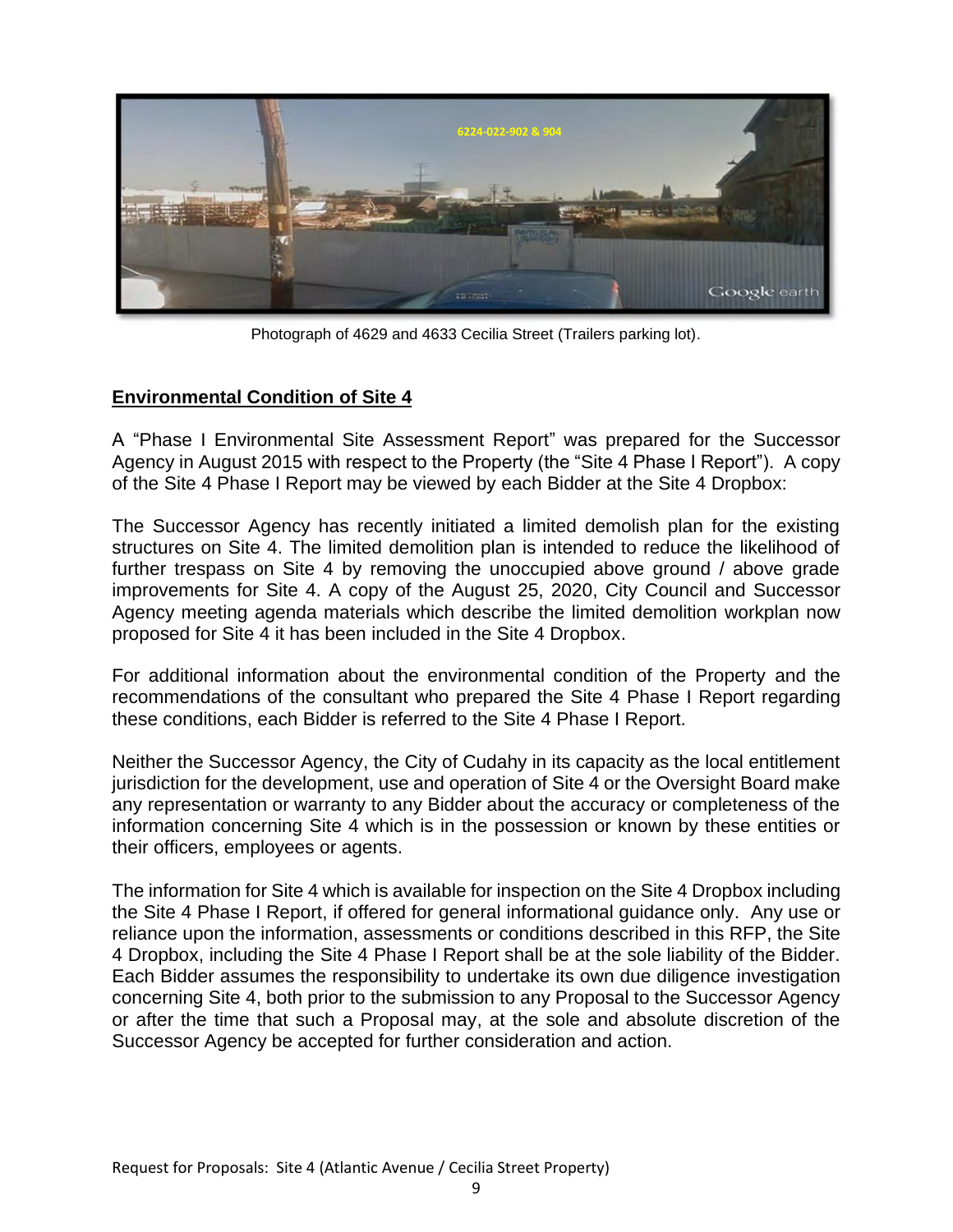Photograph of 4629 and 4633 Cecilia Street (Trailers parking lot).

## Environmental Condition of Site 4

A "Phase I Environmental Site Assessment Report" was prepared for the Successor Agency in August 2015 with respect to the Property (the "Site 4 Phase I Report"). A copy of the Site 4 Phase I Report may be viewed by each Bidder at the Site 4 Dropbox:

The Successor Agency has recently initiated a limited demolish plan for the existing structures on Site 4. The limited demolition plan is intended to reduce the likelihood of further trespass on Site 4 by removing the unoccupied above ground / above grade improvements for Site 4. A copy of the August 25, 2020, City Council and Successor Agency meeting agenda materials which describe the limited demolition workplan now proposed for Site 4 it has been included in the Site 4 Dropbox.

For additional information about the environmental condition of the Property and the recommendations of the consultant who prepared the Site 4 Phase I Report regarding these conditions, each Bidder is referred to the Site 4 Phase I Report.

Neither the Successor Agency, the City of Cudahy in its capacity as the local entitlement jurisdiction for the development, use and operation of Site 4 or the Oversight Board make any representation or warranty to any Bidder about the accuracy or completeness of the information concerning Site 4 which is in the possession or known by these entities or their officers, employees or agents.

The information for Site 4 which is available for inspection on the Site 4 Dropbox including the Site 4 Phase I Report, if offered for general informational guidance only. Any use or reliance upon the information, assessments or conditions described in this RFP, the Site 4 Dropbox, including the Site 4 Phase I Report shall be at the sole liability of the Bidder. Each Bidder assumes the responsibility to undertake its own due diligence investigation concerning Site 4, both prior to the submission to any Proposal to the Successor Agency or after the time that such a Proposal may, at the sole and absolute discretion of the Successor Agency be accepted for further consideration and action.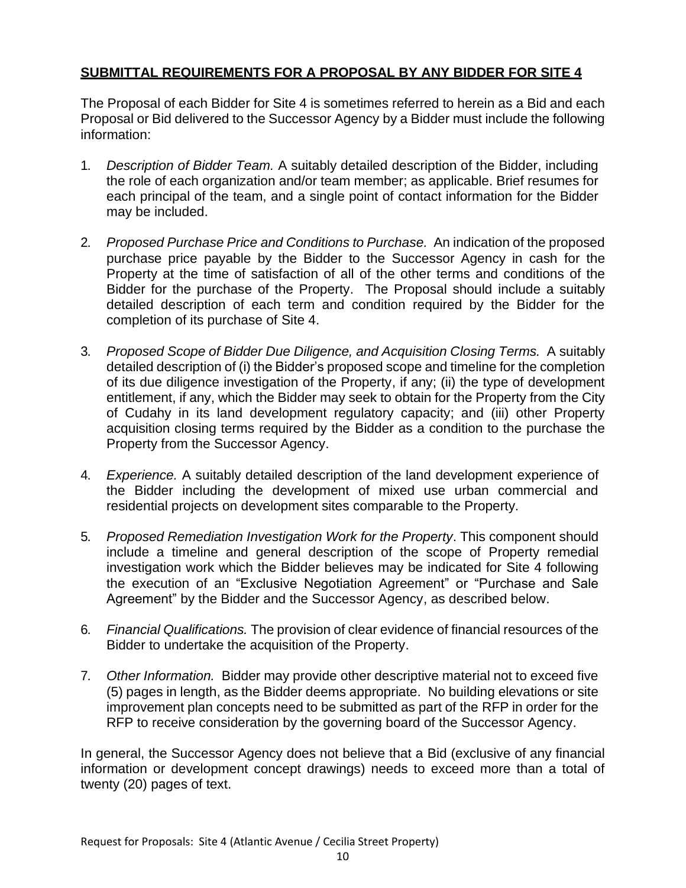## **SUBMITTAL REQUIREMENTS FOR A PROPOSAL BY ANY BIDDER FOR SITE 4**

The Proposal of each Bidder for Site 4 is sometimes referred to herein as a Bid and each Proposal or Bid delivered to the Successor Agency by a Bidder must include the following information:

1. *Description of Bidder Team.* A suitably detailed description of the Bidder, including the role of each organization and/or team member; as applicable. Brief resumes for each principal of the team, and a single point of contact information for the Bidder may be included.

2. *Proposed Purchase Price and Conditions to Purchase.* An indication of the proposed purchase price payable by the Bidder to the Successor Agency in cash for the Property at the time of satisfaction of all of the other terms and conditions of the Bidder for the purchase of the Property. The Proposal should include a suitably detailed description of each term and condition required by the Bidder for the completion of its purchase of Site 4.

3. *Proposed Scope of Bidder Due Diligence, and Acquisition Closing Terms.* A suitably detailed description of (i) the Bidder's proposed scope and timeline for the completion of its due diligence investigation of the Property, if any; (ii) the type of development entitlement, if any, which the Bidder may seek to obtain for the Property from the City of Cudahy in its land development regulatory capacity; and (iii) other Property acquisition closing terms required by the Bidder as a condition to the purchase the Property from the Successor Agency.

4. *Experience.* A suitably detailed description of the land development experience of the Bidder including the development of mixed use urban commercial and residential projects on development sites comparable to the Property.

5. *Proposed Remediation Investigation Work for the Property*. This component should include a timeline and general description of the scope of Property remedial investigation work which the Bidder believes may be indicated for Site 4 following the execution of an "Exclusive Negotiation Agreement" or "Purchase and Sale Agreement" by the Bidder and the Successor Agency, as described below.

6. *Financial Qualifications.* The provision of clear evidence of financial resources of the Bidder to undertake the acquisition of the Property.

7. *Other Information.* Bidder may provide other descriptive material not to exceed five (5) pages in length, as the Bidder deems appropriate. No building elevations or site improvement plan concepts need to be submitted as part of the RFP in order for the RFP to receive consideration by the governing board of the Successor Agency.

In general, the Successor Agency does not believe that a Bid (exclusive of any financial information or development concept drawings) needs to exceed more than a total of twenty (20) pages of text.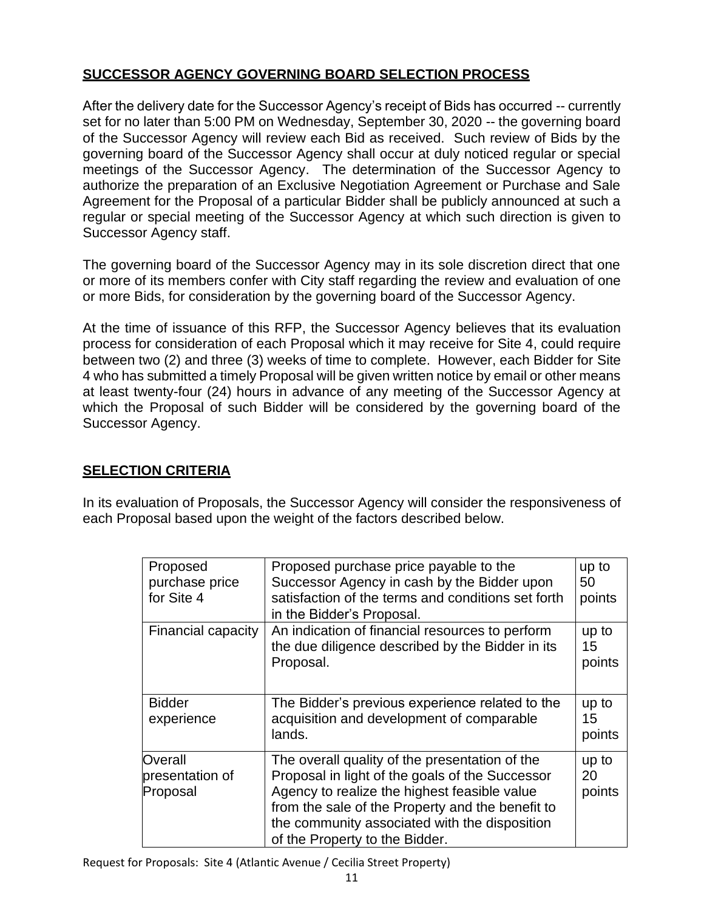## SUCCESSOR AGENCY GOVERNING BOARD SELECTION PROCESS

After the delivery date for the Successor Agency's receipt of Bids has occurred -- currently set for no later than 5:00 PM on Wednesday, September 30, 2020 -- the governing board of the Successor Agency will review each Bid as received. Such review of Bids by the governing board of the Successor Agency shall occur at duly noticed regular or special meetings of the Successor Agency. The determination of the Successor Agency to authorize the preparation of an Exclusive Negotiation Agreement or Purchase and Sale Agreement for the Proposal of a particular Bidder shall be publicly announced at such a regular or special meeting of the Successor Agency at which such direction is given to Successor Agency staff.

The governing board of the Successor Agency may in its sole discretion direct that one or more of its members confer with City staff regarding the review and evaluation of one or more Bids, for consideration by the governing board of the Successor Agency.

At the time of issuance of this RFP, the Successor Agency believes that its evaluation process for consideration of each Proposal which it may receive for Site 4, could require between two (2) and three (3) weeks of time to complete. However, each Bidder for Site 4 who has submitted a timely Proposal will be given written notice by email or other means at least twenty-four (24) hours in advance of any meeting of the Successor Agency at which the Proposal of such Bidder will be considered by the governing board of the Successor Agency.

## SELECTION CRITERIA

In its evaluation of Proposals, the Successor Agency will consider the responsiveness of each Proposal based upon the weight of the factors described below.

| | | |
|---|---|---|
| Proposed purchase price for Site 4 | Proposed purchase price payable to the Successor Agency in cash by the Bidder upon satisfaction of the terms and conditions set forth in the Bidder's Proposal. | up to 50 points |
| Financial capacity | An indication of financial resources to perform the due diligence described by the Bidder in its Proposal. | up to 15 points |
| Bidder experience | The Bidder's previous experience related to the acquisition and development of comparable lands. | up to 15 points |
| Overall presentation of Proposal | The overall quality of the presentation of the Proposal in light of the goals of the Successor Agency to realize the highest feasible value from the sale of the Property and the benefit to the community associated with the disposition of the Property to the Bidder. | up to 20 points |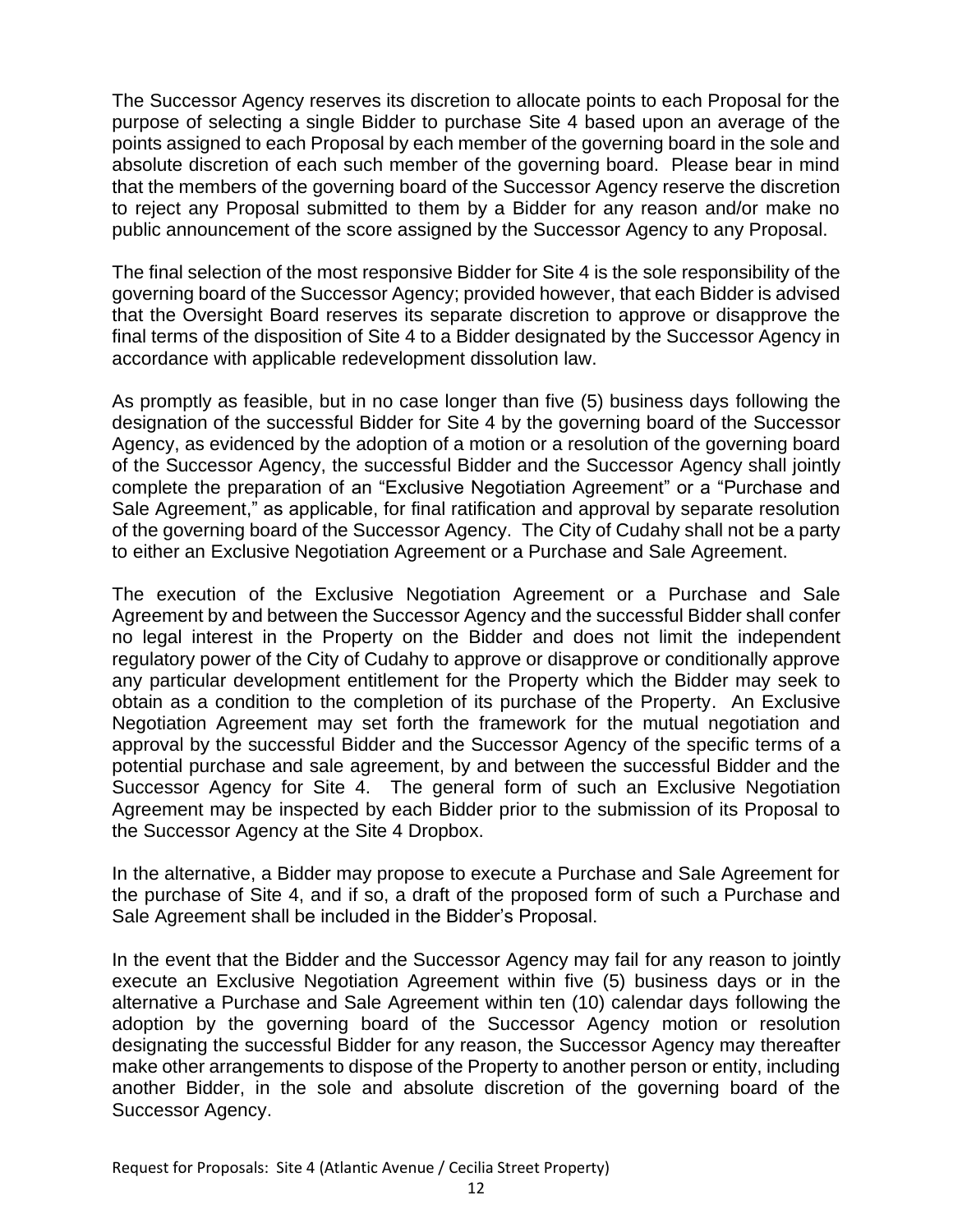The Successor Agency reserves its discretion to allocate points to each Proposal for the purpose of selecting a single Bidder to purchase Site 4 based upon an average of the points assigned to each Proposal by each member of the governing board in the sole and absolute discretion of each such member of the governing board. Please bear in mind that the members of the governing board of the Successor Agency reserve the discretion to reject any Proposal submitted to them by a Bidder for any reason and/or make no public announcement of the score assigned by the Successor Agency to any Proposal.

The final selection of the most responsive Bidder for Site 4 is the sole responsibility of the governing board of the Successor Agency; provided however, that each Bidder is advised that the Oversight Board reserves its separate discretion to approve or disapprove the final terms of the disposition of Site 4 to a Bidder designated by the Successor Agency in accordance with applicable redevelopment dissolution law.

As promptly as feasible, but in no case longer than five (5) business days following the designation of the successful Bidder for Site 4 by the governing board of the Successor Agency, as evidenced by the adoption of a motion or a resolution of the governing board of the Successor Agency, the successful Bidder and the Successor Agency shall jointly complete the preparation of an "Exclusive Negotiation Agreement" or a "Purchase and Sale Agreement," as applicable, for final ratification and approval by separate resolution of the governing board of the Successor Agency. The City of Cudahy shall not be a party to either an Exclusive Negotiation Agreement or a Purchase and Sale Agreement.

The execution of the Exclusive Negotiation Agreement or a Purchase and Sale Agreement by and between the Successor Agency and the successful Bidder shall confer no legal interest in the Property on the Bidder and does not limit the independent regulatory power of the City of Cudahy to approve or disapprove or conditionally approve any particular development entitlement for the Property which the Bidder may seek to obtain as a condition to the completion of its purchase of the Property. An Exclusive Negotiation Agreement may set forth the framework for the mutual negotiation and approval by the successful Bidder and the Successor Agency of the specific terms of a potential purchase and sale agreement, by and between the successful Bidder and the Successor Agency for Site 4. The general form of such an Exclusive Negotiation Agreement may be inspected by each Bidder prior to the submission of its Proposal to the Successor Agency at the Site 4 Dropbox.

In the alternative, a Bidder may propose to execute a Purchase and Sale Agreement for the purchase of Site 4, and if so, a draft of the proposed form of such a Purchase and Sale Agreement shall be included in the Bidder's Proposal.

In the event that the Bidder and the Successor Agency may fail for any reason to jointly execute an Exclusive Negotiation Agreement within five (5) business days or in the alternative a Purchase and Sale Agreement within ten (10) calendar days following the adoption by the governing board of the Successor Agency motion or resolution designating the successful Bidder for any reason, the Successor Agency may thereafter make other arrangements to dispose of the Property to another person or entity, including another Bidder, in the sole and absolute discretion of the governing board of the Successor Agency.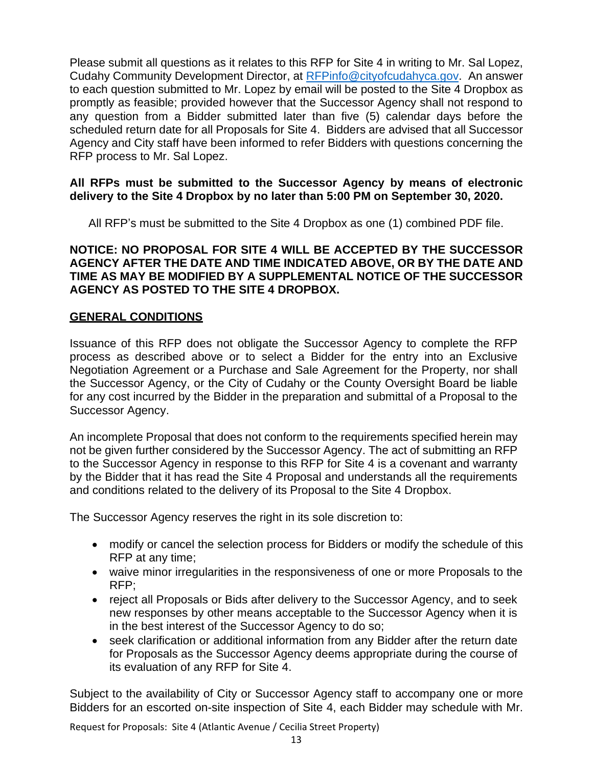Please submit all questions as it relates to this RFP for Site 4 in writing to Mr. Sal Lopez, Cudahy Community Development Director, at RFPinfo@cityofcudahyca.gov. An answer to each question submitted to Mr. Lopez by email will be posted to the Site 4 Dropbox as promptly as feasible; provided however that the Successor Agency shall not respond to any question from a Bidder submitted later than five (5) calendar days before the scheduled return date for all Proposals for Site 4. Bidders are advised that all Successor Agency and City staff have been informed to refer Bidders with questions concerning the RFP process to Mr. Sal Lopez.

**All RFPs must be submitted to the Successor Agency by means of electronic delivery to the Site 4 Dropbox by no later than 5:00 PM on September 30, 2020.**

All RFP's must be submitted to the Site 4 Dropbox as one (1) combined PDF file.

**NOTICE: NO PROPOSAL FOR SITE 4 WILL BE ACCEPTED BY THE SUCCESSOR AGENCY AFTER THE DATE AND TIME INDICATED ABOVE, OR BY THE DATE AND TIME AS MAY BE MODIFIED BY A SUPPLEMENTAL NOTICE OF THE SUCCESSOR AGENCY AS POSTED TO THE SITE 4 DROPBOX.**

## GENERAL CONDITIONS

Issuance of this RFP does not obligate the Successor Agency to complete the RFP process as described above or to select a Bidder for the entry into an Exclusive Negotiation Agreement or a Purchase and Sale Agreement for the Property, nor shall the Successor Agency, or the City of Cudahy or the County Oversight Board be liable for any cost incurred by the Bidder in the preparation and submittal of a Proposal to the Successor Agency.

An incomplete Proposal that does not conform to the requirements specified herein may not be given further considered by the Successor Agency. The act of submitting an RFP to the Successor Agency in response to this RFP for Site 4 is a covenant and warranty by the Bidder that it has read the Site 4 Proposal and understands all the requirements and conditions related to the delivery of its Proposal to the Site 4 Dropbox.

The Successor Agency reserves the right in its sole discretion to:

- modify or cancel the selection process for Bidders or modify the schedule of this RFP at any time;
- waive minor irregularities in the responsiveness of one or more Proposals to the RFP;
- reject all Proposals or Bids after delivery to the Successor Agency, and to seek new responses by other means acceptable to the Successor Agency when it is in the best interest of the Successor Agency to do so;
- seek clarification or additional information from any Bidder after the return date for Proposals as the Successor Agency deems appropriate during the course of its evaluation of any RFP for Site 4.

Subject to the availability of City or Successor Agency staff to accompany one or more Bidders for an escorted on-site inspection of Site 4, each Bidder may schedule with Mr.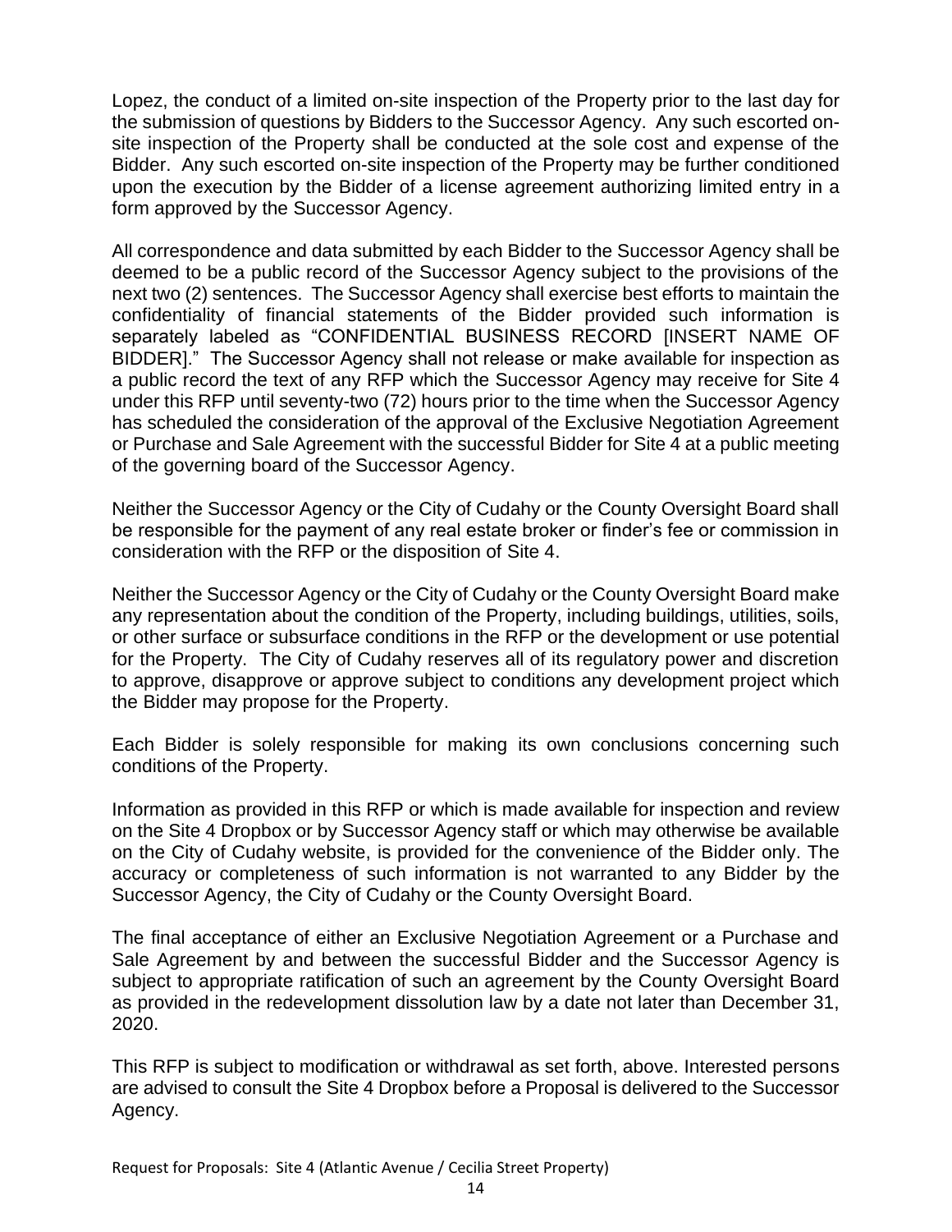Lopez, the conduct of a limited on-site inspection of the Property prior to the last day for the submission of questions by Bidders to the Successor Agency. Any such escorted on-site inspection of the Property shall be conducted at the sole cost and expense of the Bidder. Any such escorted on-site inspection of the Property may be further conditioned upon the execution by the Bidder of a license agreement authorizing limited entry in a form approved by the Successor Agency.

All correspondence and data submitted by each Bidder to the Successor Agency shall be deemed to be a public record of the Successor Agency subject to the provisions of the next two (2) sentences. The Successor Agency shall exercise best efforts to maintain the confidentiality of financial statements of the Bidder provided such information is separately labeled as "CONFIDENTIAL BUSINESS RECORD [INSERT NAME OF BIDDER]." The Successor Agency shall not release or make available for inspection as a public record the text of any RFP which the Successor Agency may receive for Site 4 under this RFP until seventy-two (72) hours prior to the time when the Successor Agency has scheduled the consideration of the approval of the Exclusive Negotiation Agreement or Purchase and Sale Agreement with the successful Bidder for Site 4 at a public meeting of the governing board of the Successor Agency.

Neither the Successor Agency or the City of Cudahy or the County Oversight Board shall be responsible for the payment of any real estate broker or finder's fee or commission in consideration with the RFP or the disposition of Site 4.

Neither the Successor Agency or the City of Cudahy or the County Oversight Board make any representation about the condition of the Property, including buildings, utilities, soils, or other surface or subsurface conditions in the RFP or the development or use potential for the Property. The City of Cudahy reserves all of its regulatory power and discretion to approve, disapprove or approve subject to conditions any development project which the Bidder may propose for the Property.

Each Bidder is solely responsible for making its own conclusions concerning such conditions of the Property.

Information as provided in this RFP or which is made available for inspection and review on the Site 4 Dropbox or by Successor Agency staff or which may otherwise be available on the City of Cudahy website, is provided for the convenience of the Bidder only. The accuracy or completeness of such information is not warranted to any Bidder by the Successor Agency, the City of Cudahy or the County Oversight Board.

The final acceptance of either an Exclusive Negotiation Agreement or a Purchase and Sale Agreement by and between the successful Bidder and the Successor Agency is subject to appropriate ratification of such an agreement by the County Oversight Board as provided in the redevelopment dissolution law by a date not later than December 31, 2020.

This RFP is subject to modification or withdrawal as set forth, above. Interested persons are advised to consult the Site 4 Dropbox before a Proposal is delivered to the Successor Agency.